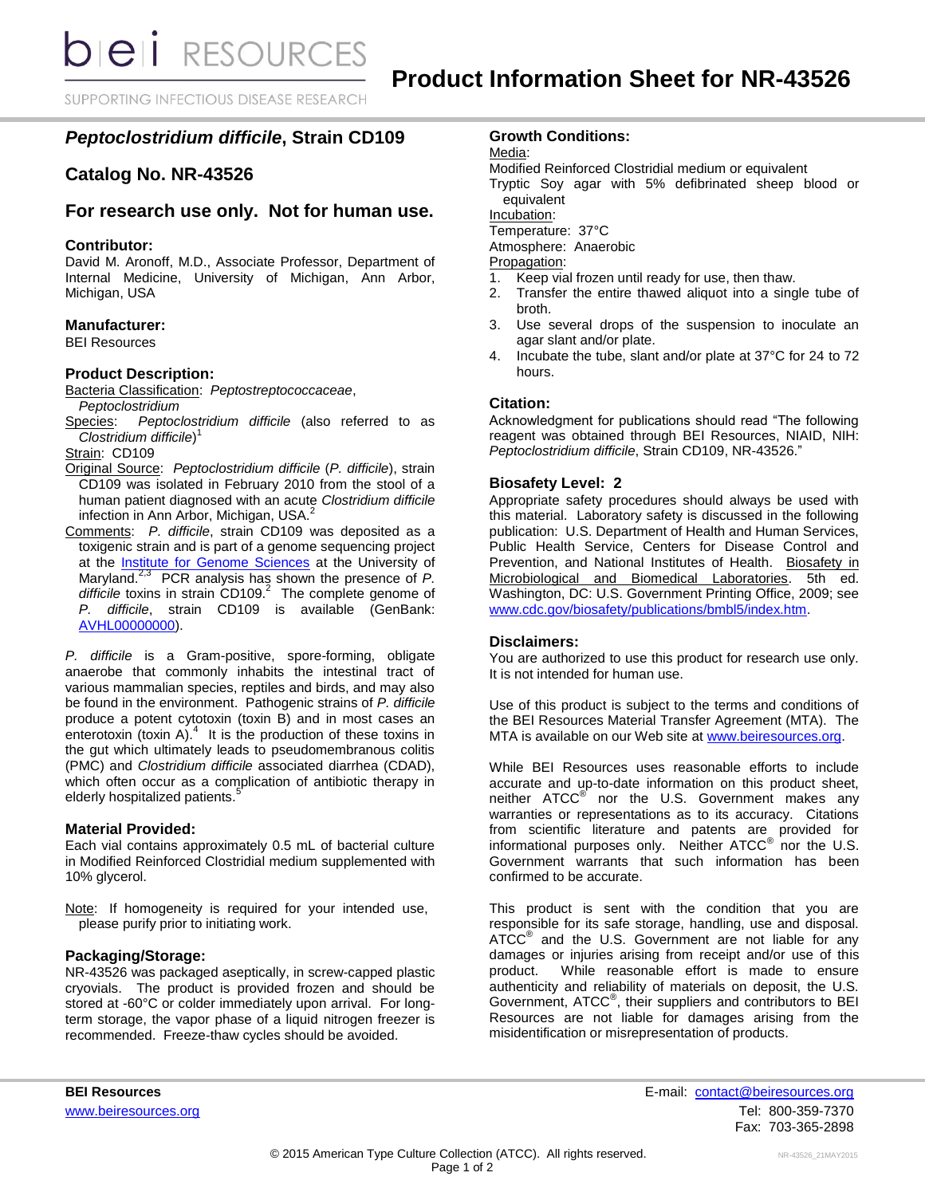# Product Information Sheet for NR-43526

## *Peptoclostridium difficile*, Strain CD109

## Catalog No. NR-43526

## For research use only. Not for human use.

### Contributor:

David M. Aronoff, M.D., Associate Professor, Department of Internal Medicine, University of Michigan, Ann Arbor, Michigan, USA

### Manufacturer:

BEI Resources

### Product Description:

Bacteria Classification: *Peptostreptococcaceae*, *Peptoclostridium*

Species: *Peptoclostridium difficile* (also referred to as *Clostridium difficile*)[1]

Strain: CD109

Original Source: *Peptoclostridium difficile* (*P. difficile*), strain CD109 was isolated in February 2010 from the stool of a human patient diagnosed with an acute *Clostridium difficile* infection in Ann Arbor, Michigan, USA.[2]

Comments: *P. difficile*, strain CD109 was deposited as a toxigenic strain and is part of a genome sequencing project at the Institute for Genome Sciences at the University of Maryland.[2,3] PCR analysis has shown the presence of *P. difficile* toxins in strain CD109.[2] The complete genome of *P. difficile*, strain CD109 is available (GenBank: AVHL00000000).

*P. difficile* is a Gram-positive, spore-forming, obligate anaerobe that commonly inhabits the intestinal tract of various mammalian species, reptiles and birds, and may also be found in the environment. Pathogenic strains of *P. difficile* produce a potent cytotoxin (toxin B) and in most cases an enterotoxin (toxin A).[4] It is the production of these toxins in the gut which ultimately leads to pseudomembranous colitis (PMC) and *Clostridium difficile* associated diarrhea (CDAD), which often occur as a complication of antibiotic therapy in elderly hospitalized patients.[5]

### Material Provided:

Each vial contains approximately 0.5 mL of bacterial culture in Modified Reinforced Clostridial medium supplemented with 10% glycerol.

Note: If homogeneity is required for your intended use, please purify prior to initiating work.

### Packaging/Storage:

NR-43526 was packaged aseptically, in screw-capped plastic cryovials. The product is provided frozen and should be stored at -60°C or colder immediately upon arrival. For long-term storage, the vapor phase of a liquid nitrogen freezer is recommended. Freeze-thaw cycles should be avoided.

### Growth Conditions:

Media:
Modified Reinforced Clostridial medium or equivalent
Tryptic Soy agar with 5% defibrinated sheep blood or equivalent

Incubation:
Temperature: 37°C
Atmosphere: Anaerobic

Propagation:
1. Keep vial frozen until ready for use, then thaw.
2. Transfer the entire thawed aliquot into a single tube of broth.
3. Use several drops of the suspension to inoculate an agar slant and/or plate.
4. Incubate the tube, slant and/or plate at 37°C for 24 to 72 hours.

### Citation:

Acknowledgment for publications should read "The following reagent was obtained through BEI Resources, NIAID, NIH: *Peptoclostridium difficile*, Strain CD109, NR-43526."

### Biosafety Level: 2

Appropriate safety procedures should always be used with this material. Laboratory safety is discussed in the following publication: U.S. Department of Health and Human Services, Public Health Service, Centers for Disease Control and Prevention, and National Institutes of Health. Biosafety in Microbiological and Biomedical Laboratories. 5th ed. Washington, DC: U.S. Government Printing Office, 2009; see www.cdc.gov/biosafety/publications/bmbl5/index.htm.

### Disclaimers:

You are authorized to use this product for research use only. It is not intended for human use.

Use of this product is subject to the terms and conditions of the BEI Resources Material Transfer Agreement (MTA). The MTA is available on our Web site at www.beiresources.org.

While BEI Resources uses reasonable efforts to include accurate and up-to-date information on this product sheet, neither ATCC® nor the U.S. Government makes any warranties or representations as to its accuracy. Citations from scientific literature and patents are provided for informational purposes only. Neither ATCC® nor the U.S. Government warrants that such information has been confirmed to be accurate.

This product is sent with the condition that you are responsible for its safe storage, handling, use and disposal. ATCC® and the U.S. Government are not liable for any damages or injuries arising from receipt and/or use of this product. While reasonable effort is made to ensure authenticity and reliability of materials on deposit, the U.S. Government, ATCC®, their suppliers and contributors to BEI Resources are not liable for damages arising from the misidentification or misrepresentation of products.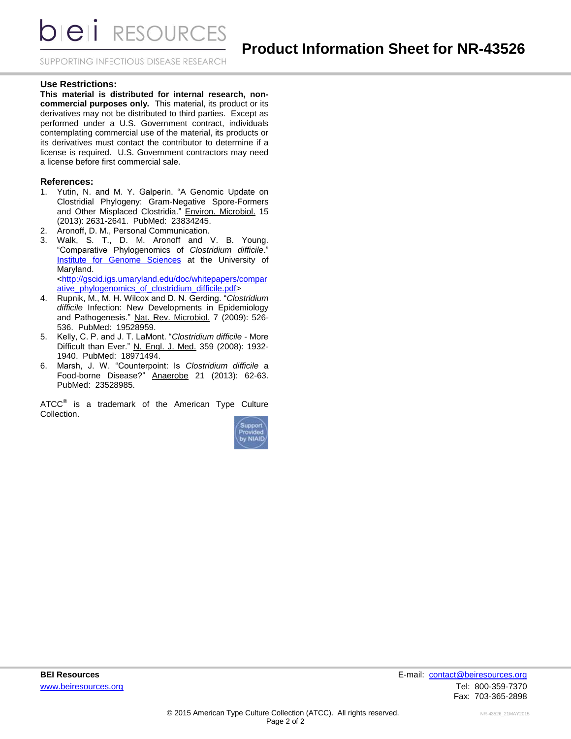### Use Restrictions:

**This material is distributed for internal research, non-commercial purposes only.** This material, its product or its derivatives may not be distributed to third parties. Except as performed under a U.S. Government contract, individuals contemplating commercial use of the material, its products or its derivatives must contact the contributor to determine if a license is required. U.S. Government contractors may need a license before first commercial sale.

### References:

1. Yutin, N. and M. Y. Galperin. "A Genomic Update on Clostridial Phylogeny: Gram-Negative Spore-Formers and Other Misplaced Clostridia." Environ. Microbiol. 15 (2013): 2631-2641. PubMed: 23834245.
2. Aronoff, D. M., Personal Communication.
3. Walk, S. T., D. M. Aronoff and V. B. Young. "Comparative Phylogenomics of *Clostridium difficile*." Institute for Genome Sciences at the University of Maryland. <http://gscid.igs.umaryland.edu/doc/whitepapers/comparative_phylogenomics_of_clostridium_difficile.pdf>
4. Rupnik, M., M. H. Wilcox and D. N. Gerding. "*Clostridium difficile* Infection: New Developments in Epidemiology and Pathogenesis." Nat. Rev. Microbiol. 7 (2009): 526-536. PubMed: 19528959.
5. Kelly, C. P. and J. T. LaMont. "*Clostridium difficile* - More Difficult than Ever." N. Engl. J. Med. 359 (2008): 1932-1940. PubMed: 18971494.
6. Marsh, J. W. "Counterpoint: Is *Clostridium difficile* a Food-borne Disease?" Anaerobe 21 (2013): 62-63. PubMed: 23528985.

ATCC® is a trademark of the American Type Culture Collection.

Support Provided by NIAID